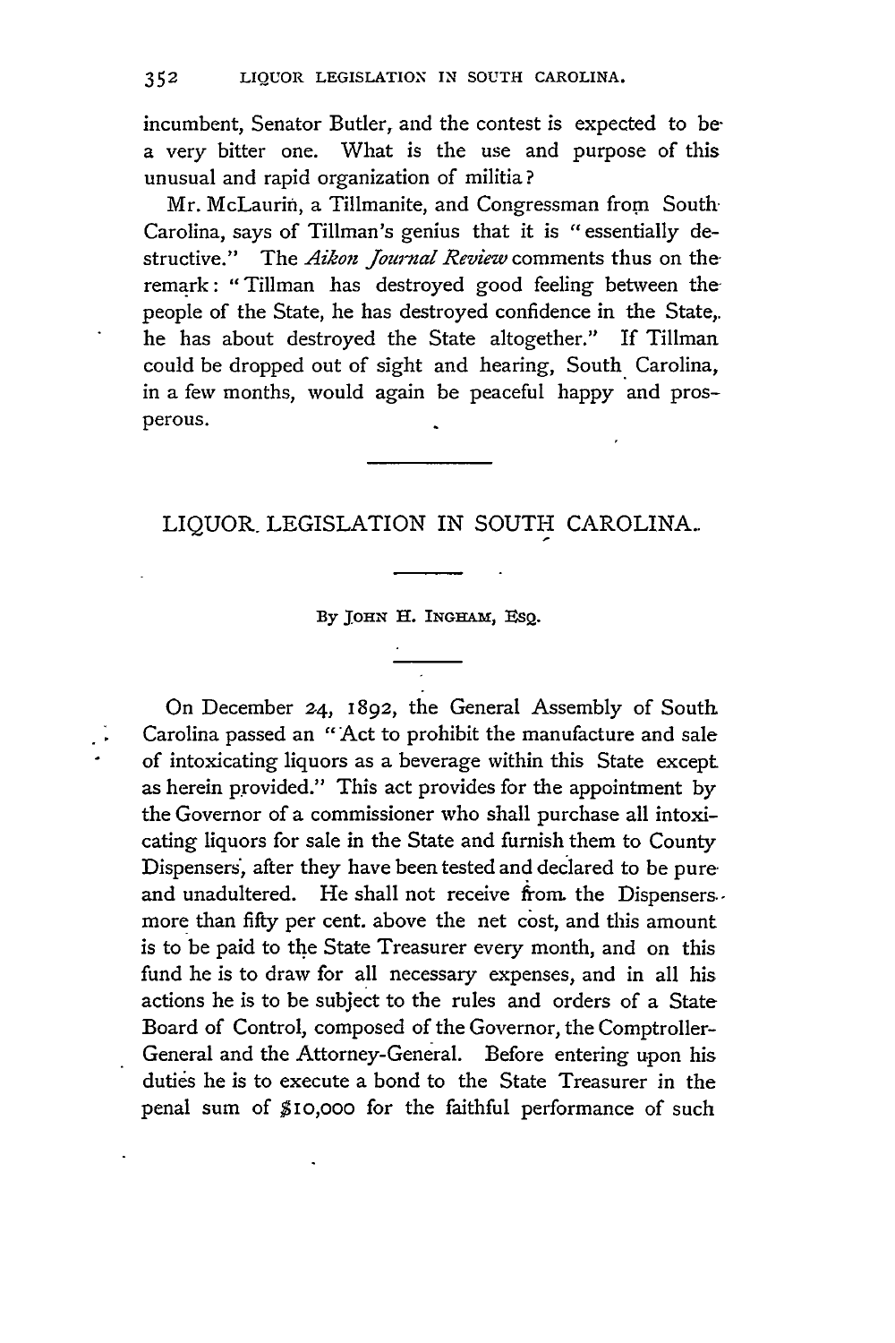incumbent, Senator Butler, and the contest is expected to be a very bitter one. What is the use and purpose of this unusual and rapid organization of militia?

Mr. McLaurin, a Tillmanite, and Congressman from South Carolina, says of Tillman's genius that it is "essentially destructive." The *Aikon Journal Review* comments thus on the remark: "Tillman has destroyed good feeling between the people of the State, he has destroyed confidence in the State, he has about destroyed the State altogether." If Tillman could be dropped out of sight and hearing, South Carolina, in a few months, would again be peaceful happy and prosperous.

---

# LIQUOR LEGISLATION IN SOUTH CAROLINA.

By John H. Ingham, Esq.

---

On December 24, 1892, the General Assembly of South Carolina passed an "Act to prohibit the manufacture and sale of intoxicating liquors as a beverage within this State except as herein provided." This act provides for the appointment by the Governor of a commissioner who shall purchase all intoxicating liquors for sale in the State and furnish them to County Dispensers, after they have been tested and declared to be pure and unadulterated. He shall not receive from the Dispensers more than fifty per cent. above the net cost, and this amount is to be paid to the State Treasurer every month, and on this fund he is to draw for all necessary expenses, and in all his actions he is to be subject to the rules and orders of a State Board of Control, composed of the Governor, the Comptroller-General and the Attorney-General. Before entering upon his duties he is to execute a bond to the State Treasurer in the penal sum of $10,000 for the faithful performance of such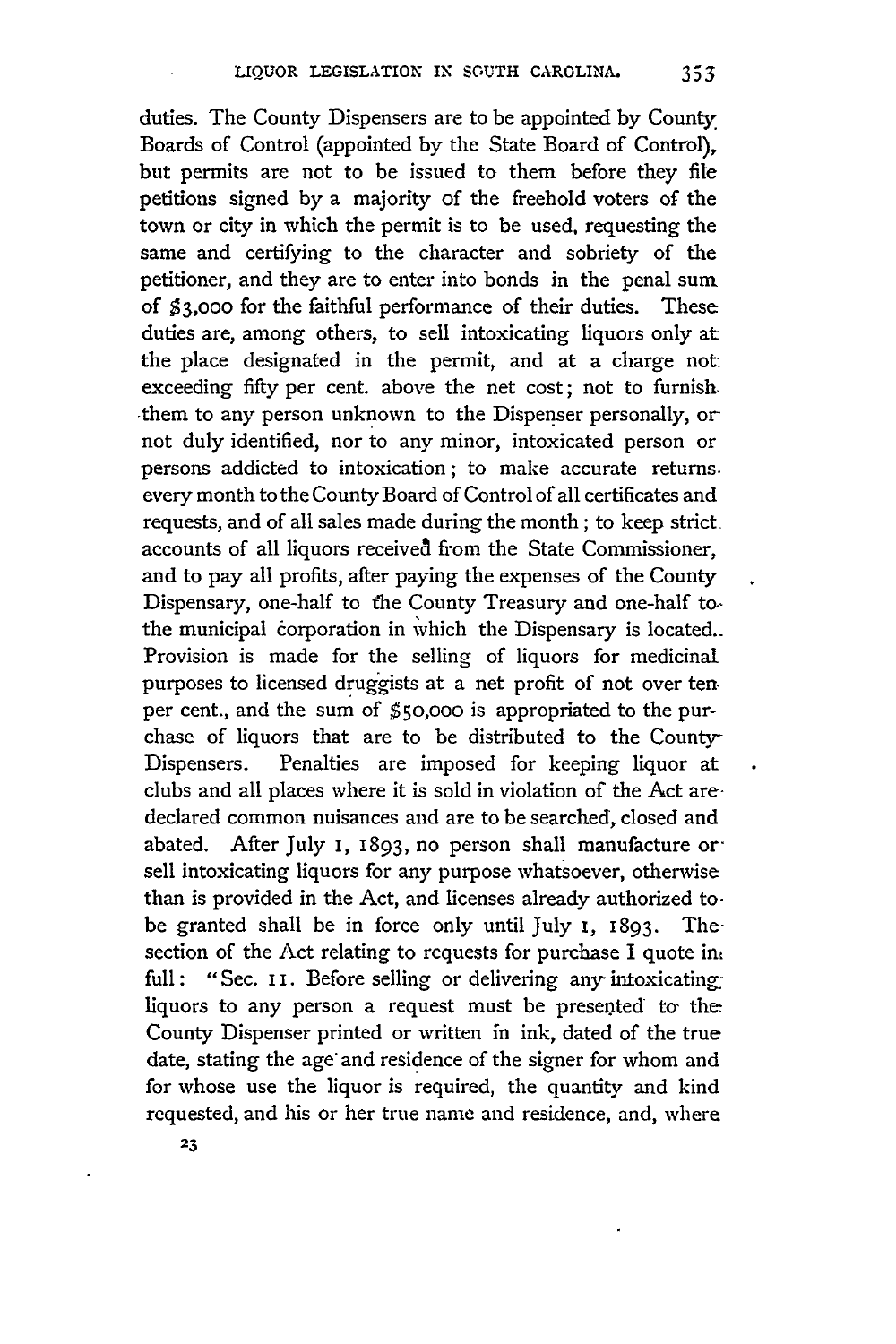duties. The County Dispensers are to be appointed by County Boards of Control (appointed by the State Board of Control), but permits are not to be issued to them before they file petitions signed by a majority of the freehold voters of the town or city in which the permit is to be used, requesting the same and certifying to the character and sobriety of the petitioner, and they are to enter into bonds in the penal sum of $3,000 for the faithful performance of their duties. These duties are, among others, to sell intoxicating liquors only at the place designated in the permit, and at a charge not exceeding fifty per cent. above the net cost; not to furnish them to any person unknown to the Dispenser personally, or not duly identified, nor to any minor, intoxicated person or persons addicted to intoxication; to make accurate returns every month to the County Board of Control of all certificates and requests, and of all sales made during the month; to keep strict accounts of all liquors received from the State Commissioner, and to pay all profits, after paying the expenses of the County Dispensary, one-half to the County Treasury and one-half to the municipal corporation in which the Dispensary is located. Provision is made for the selling of liquors for medicinal purposes to licensed druggists at a net profit of not over ten per cent., and the sum of $50,000 is appropriated to the purchase of liquors that are to be distributed to the County Dispensers. Penalties are imposed for keeping liquor at clubs and all places where it is sold in violation of the Act are declared common nuisances and are to be searched, closed and abated. After July 1, 1893, no person shall manufacture or sell intoxicating liquors for any purpose whatsoever, otherwise than is provided in the Act, and licenses already authorized to be granted shall be in force only until July 1, 1893. The section of the Act relating to requests for purchase I quote in full: "Sec. 11. Before selling or delivering any intoxicating liquors to any person a request must be presented to the County Dispenser printed or written in ink, dated of the true date, stating the age and residence of the signer for whom and for whose use the liquor is required, the quantity and kind requested, and his or her true name and residence, and, where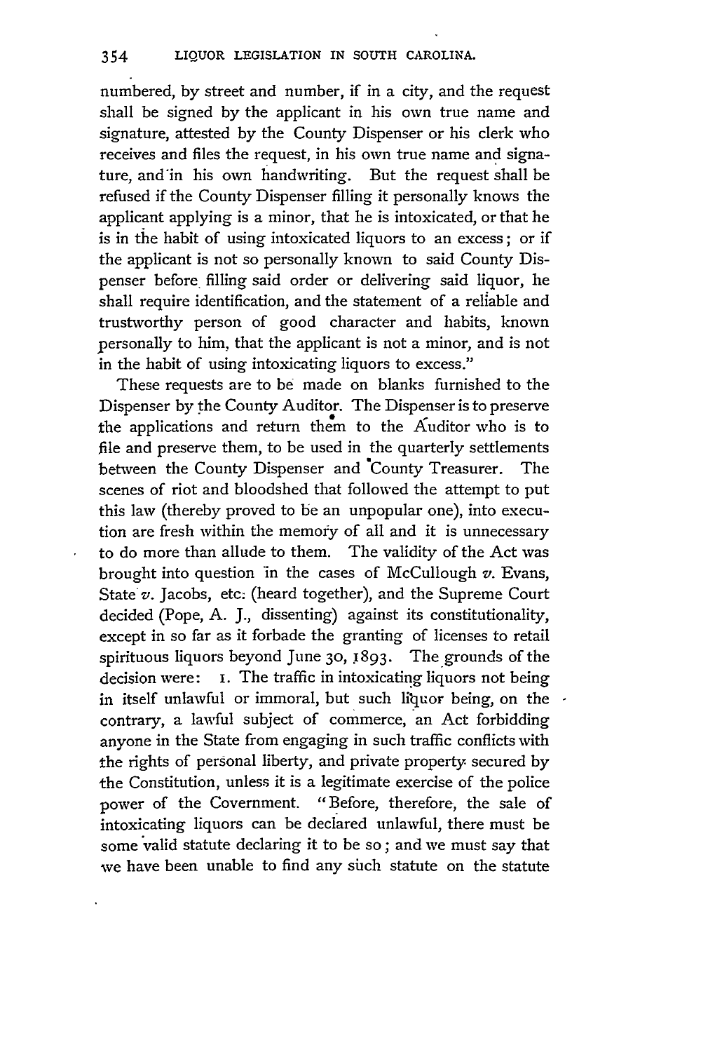numbered, by street and number, if in a city, and the request shall be signed by the applicant in his own true name and signature, attested by the County Dispenser or his clerk who receives and files the request, in his own true name and signature, and in his own handwriting. But the request shall be refused if the County Dispenser filling it personally knows the applicant applying is a minor, that he is intoxicated, or that he is in the habit of using intoxicated liquors to an excess; or if the applicant is not so personally known to said County Dispenser before filling said order or delivering said liquor, he shall require identification, and the statement of a reliable and trustworthy person of good character and habits, known personally to him, that the applicant is not a minor, and is not in the habit of using intoxicating liquors to excess."

These requests are to be made on blanks furnished to the Dispenser by the County Auditor. The Dispenser is to preserve the applications and return them to the Auditor who is to file and preserve them, to be used in the quarterly settlements between the County Dispenser and County Treasurer. The scenes of riot and bloodshed that followed the attempt to put this law (thereby proved to be an unpopular one), into execution are fresh within the memory of all and it is unnecessary to do more than allude to them. The validity of the Act was brought into question in the cases of McCullough *v.* Evans, State *v.* Jacobs, etc. (heard together), and the Supreme Court decided (Pope, A. J., dissenting) against its constitutionality, except in so far as it forbade the granting of licenses to retail spirituous liquors beyond June 30, 1893. The grounds of the decision were: 1. The traffic in intoxicating liquors not being in itself unlawful or immoral, but such liquor being, on the contrary, a lawful subject of commerce, an Act forbidding anyone in the State from engaging in such traffic conflicts with the rights of personal liberty, and private property secured by the Constitution, unless it is a legitimate exercise of the police power of the Government. "Before, therefore, the sale of intoxicating liquors can be declared unlawful, there must be some valid statute declaring it to be so; and we must say that we have been unable to find any such statute on the statute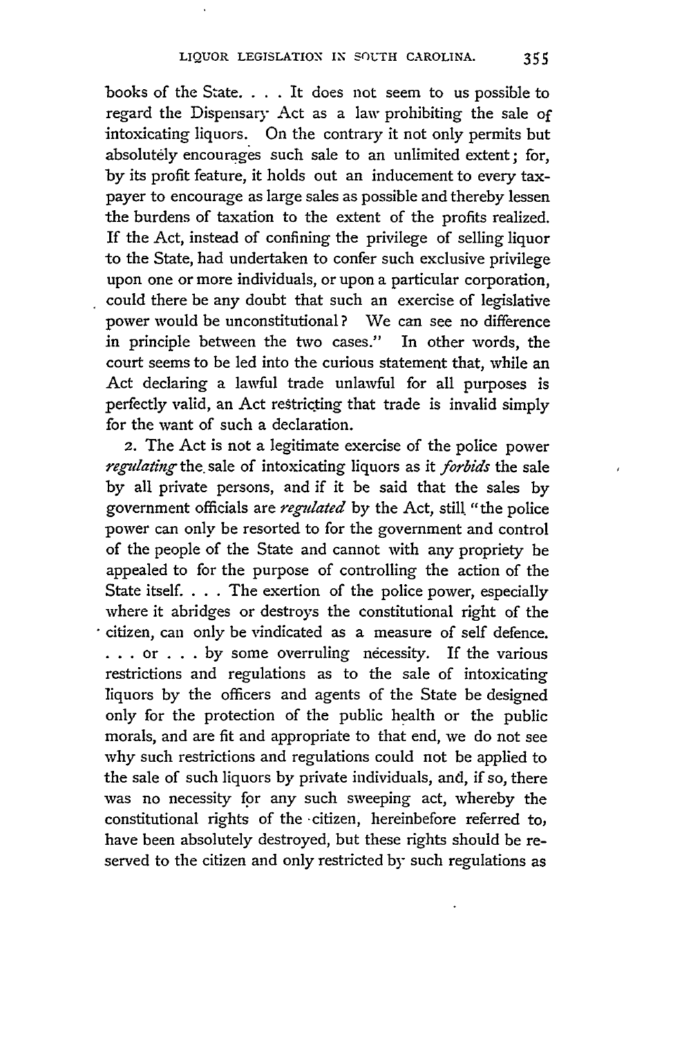books of the State. . . . It does not seem to us possible to regard the Dispensary Act as a law prohibiting the sale of intoxicating liquors. On the contrary it not only permits but absolutely encourages such sale to an unlimited extent; for, by its profit feature, it holds out an inducement to every taxpayer to encourage as large sales as possible and thereby lessen the burdens of taxation to the extent of the profits realized. If the Act, instead of confining the privilege of selling liquor to the State, had undertaken to confer such exclusive privilege upon one or more individuals, or upon a particular corporation, could there be any doubt that such an exercise of legislative power would be unconstitutional? We can see no difference in principle between the two cases." In other words, the court seems to be led into the curious statement that, while an Act declaring a lawful trade unlawful for all purposes is perfectly valid, an Act restricting that trade is invalid simply for the want of such a declaration.

2. The Act is not a legitimate exercise of the police power *regulating* the sale of intoxicating liquors as it *forbids* the sale by all private persons, and if it be said that the sales by government officials are *regulated* by the Act, still "the police power can only be resorted to for the government and control of the people of the State and cannot with any propriety be appealed to for the purpose of controlling the action of the State itself. . . . The exertion of the police power, especially where it abridges or destroys the constitutional right of the citizen, can only be vindicated as a measure of self defence. . . . or . . . by some overruling necessity. If the various restrictions and regulations as to the sale of intoxicating liquors by the officers and agents of the State be designed only for the protection of the public health or the public morals, and are fit and appropriate to that end, we do not see why such restrictions and regulations could not be applied to the sale of such liquors by private individuals, and, if so, there was no necessity for any such sweeping act, whereby the constitutional rights of the citizen, hereinbefore referred to, have been absolutely destroyed, but these rights should be reserved to the citizen and only restricted by such regulations as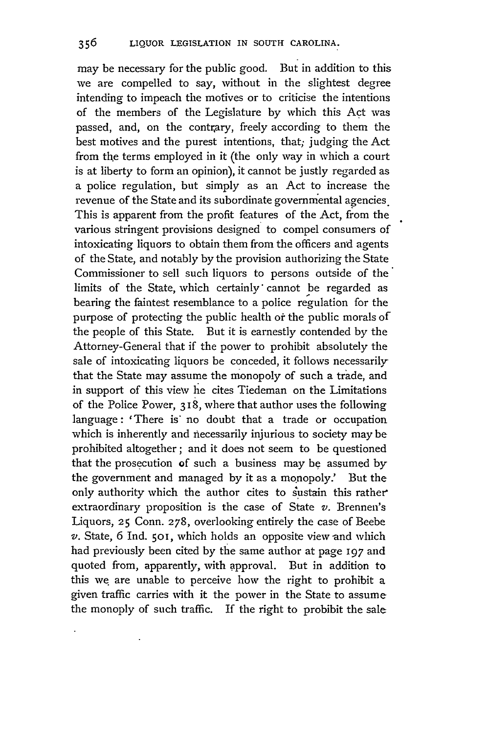may be necessary for the public good. But in addition to this we are compelled to say, without in the slightest degree intending to impeach the motives or to criticise the intentions of the members of the Legislature by which this Act was passed, and, on the contrary, freely according to them the best motives and the purest intentions, that; judging the Act from the terms employed in it (the only way in which a court is at liberty to form an opinion), it cannot be justly regarded as a police regulation, but simply as an Act to increase the revenue of the State and its subordinate governmental agencies. This is apparent from the profit features of the Act, from the various stringent provisions designed to compel consumers of intoxicating liquors to obtain them from the officers and agents of the State, and notably by the provision authorizing the State Commissioner to sell such liquors to persons outside of the limits of the State, which certainly cannot be regarded as bearing the faintest resemblance to a police regulation for the purpose of protecting the public health or the public morals of the people of this State. But it is earnestly contended by the Attorney-General that if the power to prohibit absolutely the sale of intoxicating liquors be conceded, it follows necessarily that the State may assume the monopoly of such a trade, and in support of this view he cites Tiedeman on the Limitations of the Police Power, 318, where that author uses the following language: 'There is no doubt that a trade or occupation which is inherently and necessarily injurious to society may be prohibited altogether; and it does not seem to be questioned that the prosecution of such a business may be assumed by the government and managed by it as a monopoly.' But the only authority which the author cites to sustain this rather extraordinary proposition is the case of State *v.* Brennen's Liquors, 25 Conn. 278, overlooking entirely the case of Beebe *v.* State, 6 Ind. 501, which holds an opposite view and which had previously been cited by the same author at page 197 and quoted from, apparently, with approval. But in addition to this we are unable to perceive how the right to prohibit a given traffic carries with it the power in the State to assume the monoply of such traffic. If the right to probibit the sale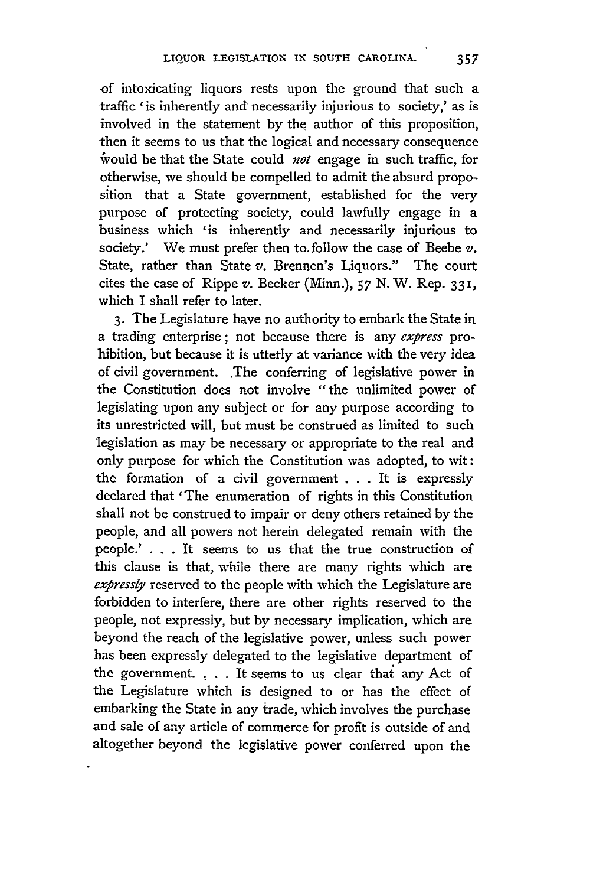of intoxicating liquors rests upon the ground that such a traffic 'is inherently and necessarily injurious to society,' as is involved in the statement by the author of this proposition, then it seems to us that the logical and necessary consequence would be that the State could *not* engage in such traffic, for otherwise, we should be compelled to admit the absurd proposition that a State government, established for the very purpose of protecting society, could lawfully engage in a business which 'is inherently and necessarily injurious to society.' We must prefer then to follow the case of Beebe *v.* State, rather than State *v.* Brennen's Liquors." The court cites the case of Rippe *v.* Becker (Minn.), 57 N. W. Rep. 331, which I shall refer to later.

3. The Legislature have no authority to embark the State in a trading enterprise; not because there is any *express* prohibition, but because it is utterly at variance with the very idea of civil government. The conferring of legislative power in the Constitution does not involve "the unlimited power of legislating upon any subject or for any purpose according to its unrestricted will, but must be construed as limited to such legislation as may be necessary or appropriate to the real and only purpose for which the Constitution was adopted, to wit: the formation of a civil government . . . It is expressly declared that 'The enumeration of rights in this Constitution shall not be construed to impair or deny others retained by the people, and all powers not herein delegated remain with the people.' . . . It seems to us that the true construction of this clause is that, while there are many rights which are *expressly* reserved to the people with which the Legislature are forbidden to interfere, there are other rights reserved to the people, not expressly, but by necessary implication, which are beyond the reach of the legislative power, unless such power has been expressly delegated to the legislative department of the government. . . . It seems to us clear that any Act of the Legislature which is designed to or has the effect of embarking the State in any trade, which involves the purchase and sale of any article of commerce for profit is outside of and altogether beyond the legislative power conferred upon the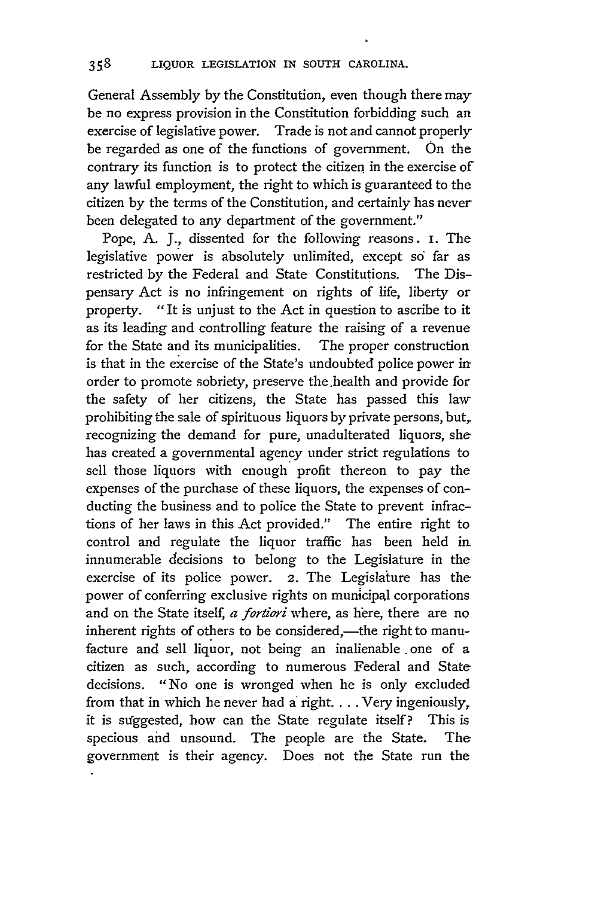General Assembly by the Constitution, even though there may be no express provision in the Constitution forbidding such an exercise of legislative power. Trade is not and cannot properly be regarded as one of the functions of government. On the contrary its function is to protect the citizen in the exercise of any lawful employment, the right to which is guaranteed to the citizen by the terms of the Constitution, and certainly has never been delegated to any department of the government."

Pope, A. J., dissented for the following reasons. 1. The legislative power is absolutely unlimited, except so far as restricted by the Federal and State Constitutions. The Dispensary Act is no infringement on rights of life, liberty or property. "It is unjust to the Act in question to ascribe to it as its leading and controlling feature the raising of a revenue for the State and its municipalities. The proper construction is that in the exercise of the State's undoubted police power in order to promote sobriety, preserve the health and provide for the safety of her citizens, the State has passed this law prohibiting the sale of spirituous liquors by private persons, but, recognizing the demand for pure, unadulterated liquors, she has created a governmental agency under strict regulations to sell those liquors with enough profit thereon to pay the expenses of the purchase of these liquors, the expenses of conducting the business and to police the State to prevent infractions of her laws in this Act provided." The entire right to control and regulate the liquor traffic has been held in innumerable decisions to belong to the Legislature in the exercise of its police power. 2. The Legislature has the power of conferring exclusive rights on municipal corporations and on the State itself, *a fortiori* where, as here, there are no inherent rights of others to be considered,—the right to manufacture and sell liquor, not being an inalienable one of a citizen as such, according to numerous Federal and State decisions. "No one is wronged when he is only excluded from that in which he never had a right. . . . Very ingeniously, it is suggested, how can the State regulate itself? This is specious and unsound. The people are the State. The government is their agency. Does not the State run the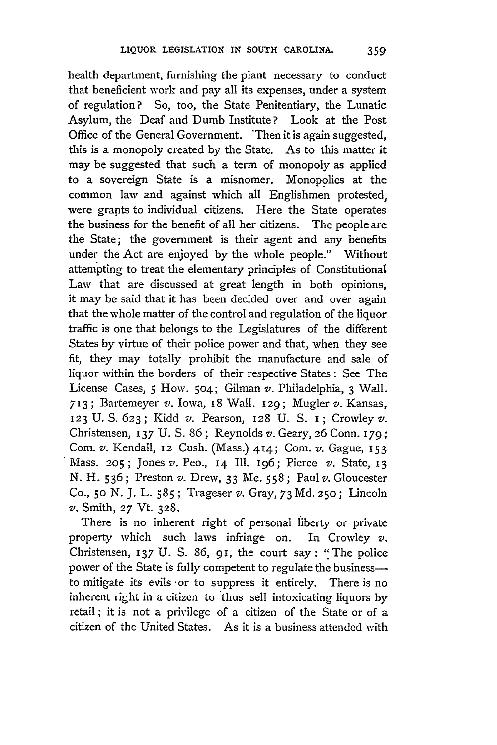health department, furnishing the plant necessary to conduct that beneficient work and pay all its expenses, under a system of regulation? So, too, the State Penitentiary, the Lunatic Asylum, the Deaf and Dumb Institute? Look at the Post Office of the General Government. Then it is again suggested, this is a monopoly created by the State. As to this matter it may be suggested that such a term of monopoly as applied to a sovereign State is a misnomer. Monopolies at the common law and against which all Englishmen protested, were grants to individual citizens. Here the State operates the business for the benefit of all her citizens. The people are the State; the government is their agent and any benefits under the Act are enjoyed by the whole people." Without attempting to treat the elementary principles of Constitutional Law that are discussed at great length in both opinions, it may be said that it has been decided over and over again that the whole matter of the control and regulation of the liquor traffic is one that belongs to the Legislatures of the different States by virtue of their police power and that, when they see fit, they may totally prohibit the manufacture and sale of liquor within the borders of their respective States: See The License Cases, 5 How. 504; Gilman *v.* Philadelphia, 3 Wall. 713; Bartemeyer *v.* Iowa, 18 Wall. 129; Mugler *v.* Kansas, 123 U. S. 623; Kidd *v.* Pearson, 128 U. S. 1; Crowley *v.* Christensen, 137 U. S. 86; Reynolds *v.* Geary, 26 Conn. 179; Com. *v.* Kendall, 12 Cush. (Mass.) 414; Com. *v.* Gague, 153 Mass. 205; Jones *v.* Peo., 14 Ill. 196; Pierce *v.* State, 13 N. H. 536; Preston *v.* Drew, 33 Me. 558; Paul *v.* Gloucester Co., 50 N. J. L. 585; Trageser *v.* Gray, 73 Md. 250; Lincoln *v.* Smith, 27 Vt. 328.

There is no inherent right of personal liberty or private property which such laws infringe on. In Crowley *v.* Christensen, 137 U. S. 86, 91, the court say: "The police power of the State is fully competent to regulate the business—to mitigate its evils or to suppress it entirely. There is no inherent right in a citizen to thus sell intoxicating liquors by retail; it is not a privilege of a citizen of the State or of a citizen of the United States. As it is a business attended with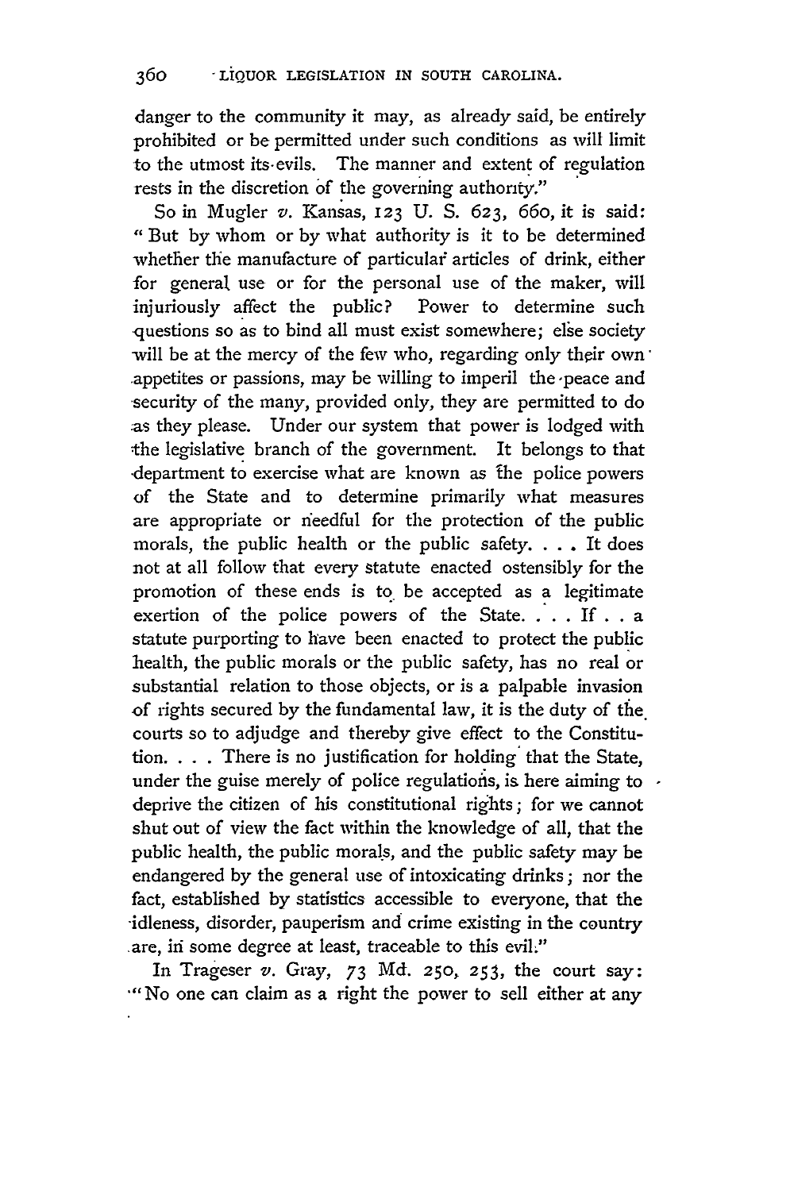danger to the community it may, as already said, be entirely prohibited or be permitted under such conditions as will limit to the utmost its evils. The manner and extent of regulation rests in the discretion of the governing authority."

So in Mugler *v.* Kansas, 123 U. S. 623, 660, it is said: "But by whom or by what authority is it to be determined whether the manufacture of particular articles of drink, either for general use or for the personal use of the maker, will injuriously affect the public? Power to determine such questions so as to bind all must exist somewhere; else society will be at the mercy of the few who, regarding only their own appetites or passions, may be willing to imperil the peace and security of the many, provided only, they are permitted to do as they please. Under our system that power is lodged with the legislative branch of the government. It belongs to that department to exercise what are known as the police powers of the State and to determine primarily what measures are appropriate or needful for the protection of the public morals, the public health or the public safety. . . . It does not at all follow that every statute enacted ostensibly for the promotion of these ends is to be accepted as a legitimate exertion of the police powers of the State. . . . If . . a statute purporting to have been enacted to protect the public health, the public morals or the public safety, has no real or substantial relation to those objects, or is a palpable invasion of rights secured by the fundamental law, it is the duty of the courts so to adjudge and thereby give effect to the Constitution. . . . There is no justification for holding that the State, under the guise merely of police regulations, is here aiming to deprive the citizen of his constitutional rights; for we cannot shut out of view the fact within the knowledge of all, that the public health, the public morals, and the public safety may be endangered by the general use of intoxicating drinks; nor the fact, established by statistics accessible to everyone, that the idleness, disorder, pauperism and crime existing in the country are, in some degree at least, traceable to this evil."

In Trageser *v.* Gray, 73 Md. 250, 253, the court say: "'No one can claim as a right the power to sell either at any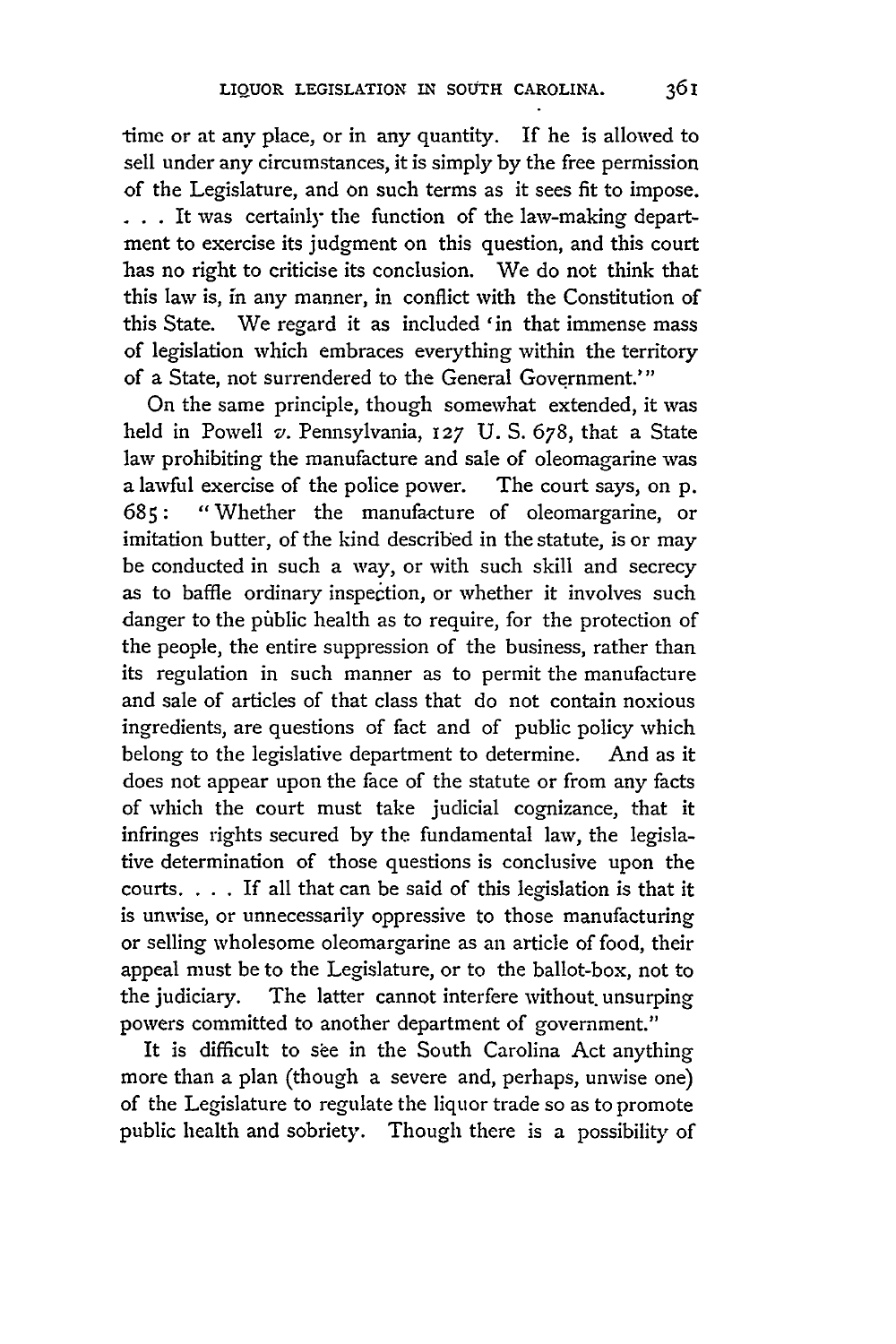time or at any place, or in any quantity. If he is allowed to sell under any circumstances, it is simply by the free permission of the Legislature, and on such terms as it sees fit to impose. . . . It was certainly the function of the law-making department to exercise its judgment on this question, and this court has no right to criticise its conclusion. We do not think that this law is, in any manner, in conflict with the Constitution of this State. We regard it as included 'in that immense mass of legislation which embraces everything within the territory of a State, not surrendered to the General Government.'"

On the same principle, though somewhat extended, it was held in Powell *v.* Pennsylvania, 127 U. S. 678, that a State law prohibiting the manufacture and sale of oleomagarine was a lawful exercise of the police power. The court says, on p. 685: "Whether the manufacture of oleomargarine, or imitation butter, of the kind described in the statute, is or may be conducted in such a way, or with such skill and secrecy as to baffle ordinary inspection, or whether it involves such danger to the public health as to require, for the protection of the people, the entire suppression of the business, rather than its regulation in such manner as to permit the manufacture and sale of articles of that class that do not contain noxious ingredients, are questions of fact and of public policy which belong to the legislative department to determine. And as it does not appear upon the face of the statute or from any facts of which the court must take judicial cognizance, that it infringes rights secured by the fundamental law, the legislative determination of those questions is conclusive upon the courts. . . . If all that can be said of this legislation is that it is unwise, or unnecessarily oppressive to those manufacturing or selling wholesome oleomargarine as an article of food, their appeal must be to the Legislature, or to the ballot-box, not to the judiciary. The latter cannot interfere without unsurping powers committed to another department of government."

It is difficult to see in the South Carolina Act anything more than a plan (though a severe and, perhaps, unwise one) of the Legislature to regulate the liquor trade so as to promote public health and sobriety. Though there is a possibility of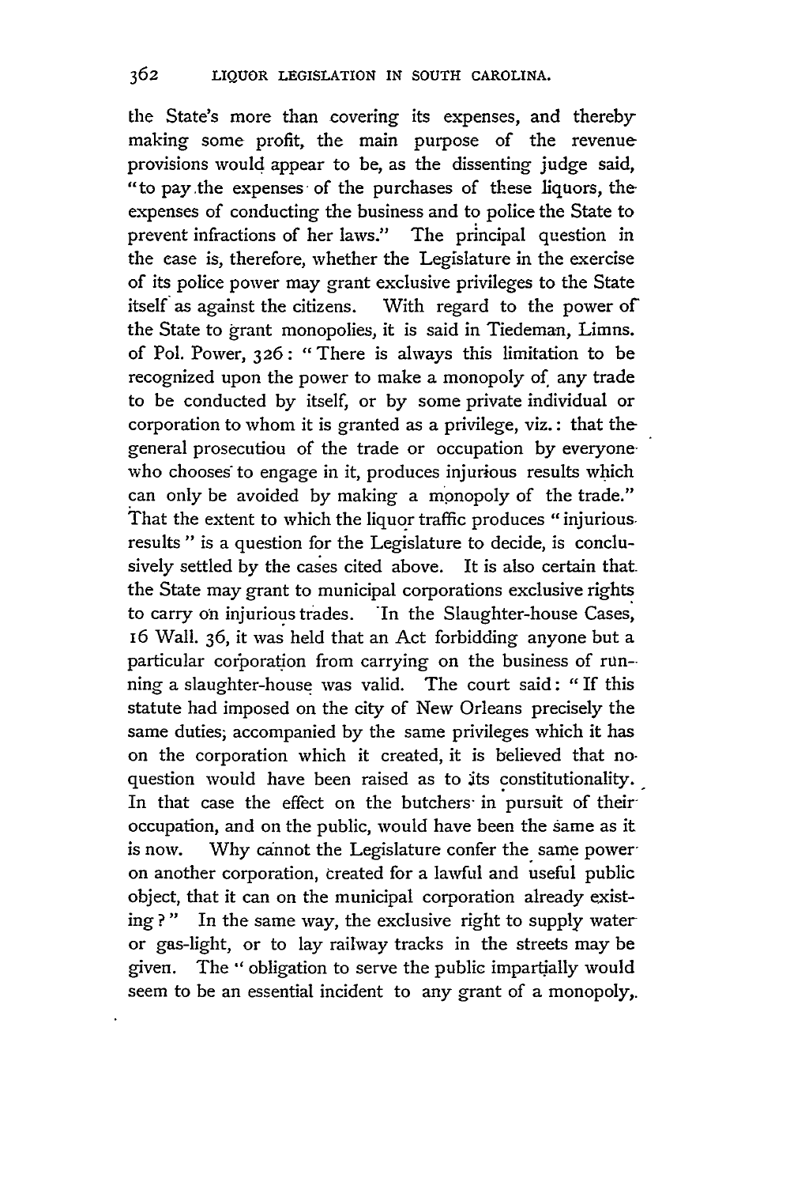the State's more than covering its expenses, and thereby making some profit, the main purpose of the revenue provisions would appear to be, as the dissenting judge said, "to pay the expenses of the purchases of these liquors, the expenses of conducting the business and to police the State to prevent infractions of her laws." The principal question in the case is, therefore, whether the Legislature in the exercise of its police power may grant exclusive privileges to the State itself as against the citizens. With regard to the power of the State to grant monopolies, it is said in Tiedeman, Limns. of Pol. Power, 326: "There is always this limitation to be recognized upon the power to make a monopoly of any trade to be conducted by itself, or by some private individual or corporation to whom it is granted as a privilege, viz.: that the general prosecutiou of the trade or occupation by everyone who chooses to engage in it, produces injurious results which can only be avoided by making a monopoly of the trade." That the extent to which the liquor traffic produces "injurious results" is a question for the Legislature to decide, is conclusively settled by the cases cited above. It is also certain that the State may grant to municipal corporations exclusive rights to carry on injurious trades. In the Slaughter-house Cases, 16 Wall. 36, it was held that an Act forbidding anyone but a particular corporation from carrying on the business of running a slaughter-house was valid. The court said: "If this statute had imposed on the city of New Orleans precisely the same duties, accompanied by the same privileges which it has on the corporation which it created, it is believed that no question would have been raised as to its constitutionality. In that case the effect on the butchers in pursuit of their occupation, and on the public, would have been the same as it is now. Why cannot the Legislature confer the same power on another corporation, created for a lawful and useful public object, that it can on the municipal corporation already existing?" In the same way, the exclusive right to supply water or gas-light, or to lay railway tracks in the streets may be given. The "obligation to serve the public impartially would seem to be an essential incident to any grant of a monopoly,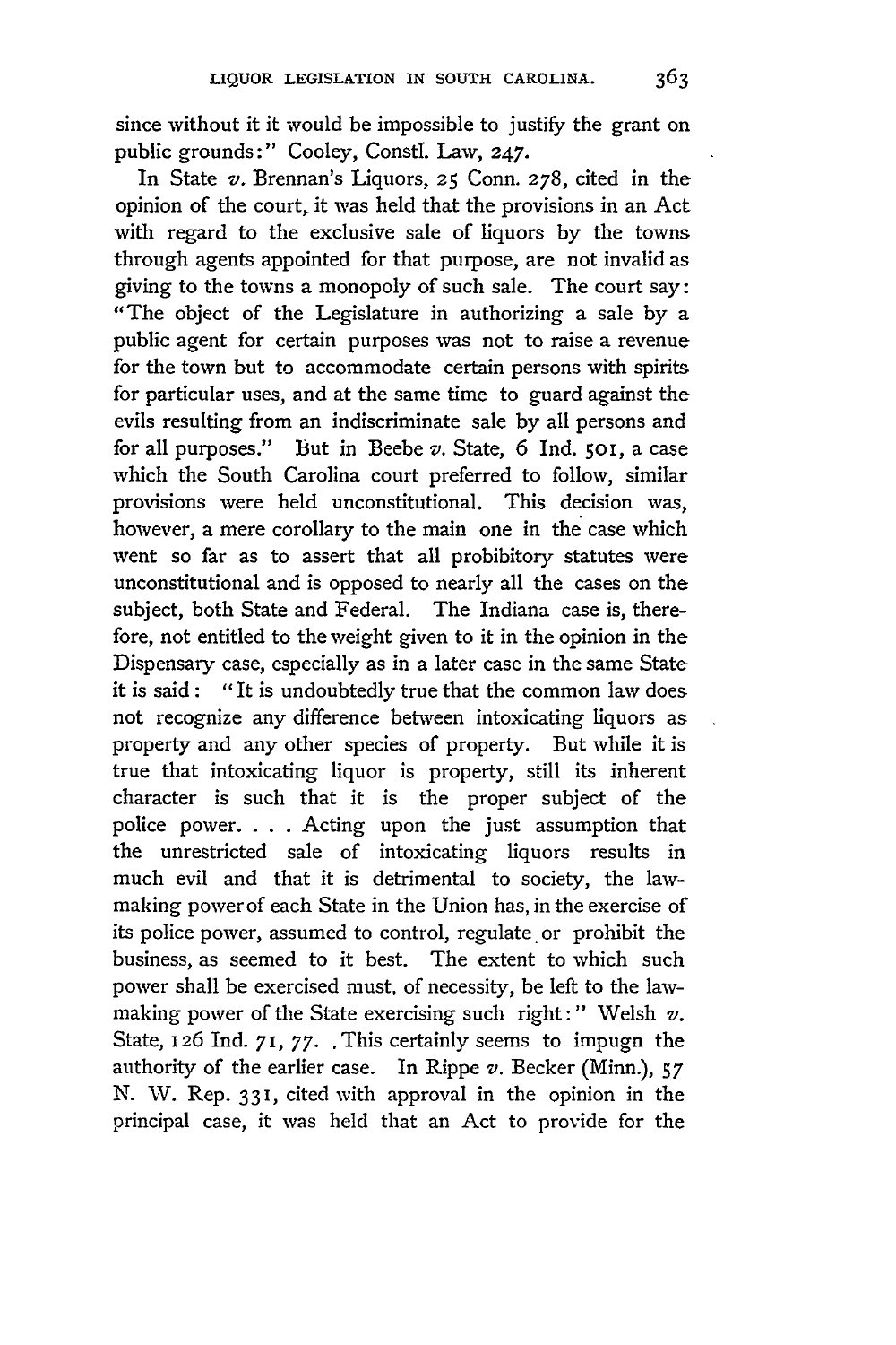since without it it would be impossible to justify the grant on public grounds:" Cooley, Constl. Law, 247.

In State *v.* Brennan's Liquors, 25 Conn. 278, cited in the opinion of the court, it was held that the provisions in an Act with regard to the exclusive sale of liquors by the towns through agents appointed for that purpose, are not invalid as giving to the towns a monopoly of such sale. The court say: "The object of the Legislature in authorizing a sale by a public agent for certain purposes was not to raise a revenue for the town but to accommodate certain persons with spirits for particular uses, and at the same time to guard against the evils resulting from an indiscriminate sale by all persons and for all purposes." But in Beebe *v.* State, 6 Ind. 501, a case which the South Carolina court preferred to follow, similar provisions were held unconstitutional. This decision was, however, a mere corollary to the main one in the case which went so far as to assert that all probibitory statutes were unconstitutional and is opposed to nearly all the cases on the subject, both State and Federal. The Indiana case is, therefore, not entitled to the weight given to it in the opinion in the Dispensary case, especially as in a later case in the same State it is said: "It is undoubtedly true that the common law does not recognize any difference between intoxicating liquors as property and any other species of property. But while it is true that intoxicating liquor is property, still its inherent character is such that it is the proper subject of the police power. . . . Acting upon the just assumption that the unrestricted sale of intoxicating liquors results in much evil and that it is detrimental to society, the law-making power of each State in the Union has, in the exercise of its police power, assumed to control, regulate or prohibit the business, as seemed to it best. The extent to which such power shall be exercised must, of necessity, be left to the law-making power of the State exercising such right:" Welsh *v.* State, 126 Ind. 71, 77. This certainly seems to impugn the authority of the earlier case. In Rippe *v.* Becker (Minn.), 57 N. W. Rep. 331, cited with approval in the opinion in the principal case, it was held that an Act to provide for the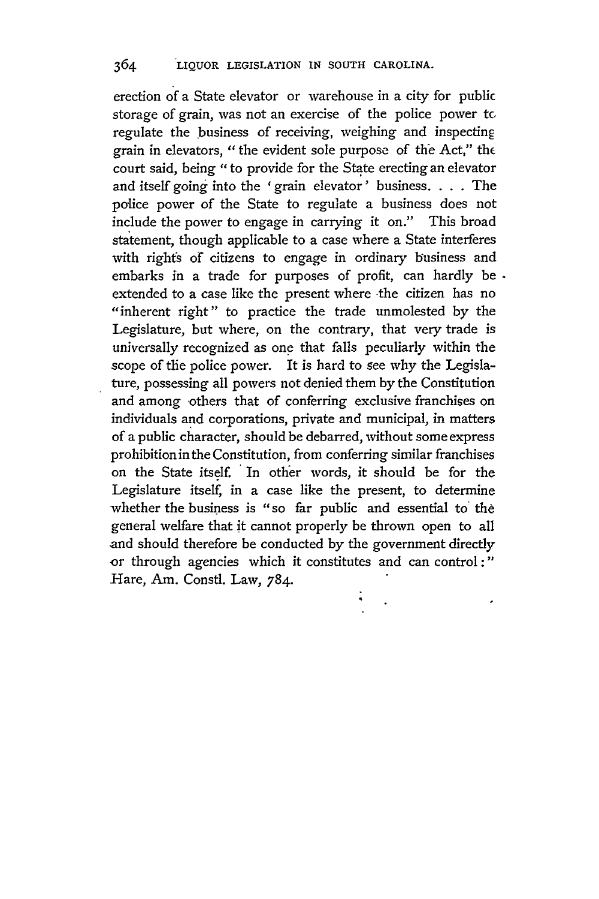erection of a State elevator or warehouse in a city for public storage of grain, was not an exercise of the police power to regulate the business of receiving, weighing and inspecting grain in elevators, "the evident sole purpose of the Act," the court said, being "to provide for the State erecting an elevator and itself going into the 'grain elevator' business. . . . The police power of the State to regulate a business does not include the power to engage in carrying it on." This broad statement, though applicable to a case where a State interferes with rights of citizens to engage in ordinary business and embarks in a trade for purposes of profit, can hardly be extended to a case like the present where the citizen has no "inherent right" to practice the trade unmolested by the Legislature, but where, on the contrary, that very trade is universally recognized as one that falls peculiarly within the scope of the police power. It is hard to see why the Legislature, possessing all powers not denied them by the Constitution and among others that of conferring exclusive franchises on individuals and corporations, private and municipal, in matters of a public character, should be debarred, without some express prohibition in the Constitution, from conferring similar franchises on the State itself. In other words, it should be for the Legislature itself, in a case like the present, to determine whether the business is "so far public and essential to the general welfare that it cannot properly be thrown open to all and should therefore be conducted by the government directly or through agencies which it constitutes and can control:" Hare, Am. Constl. Law, 784.